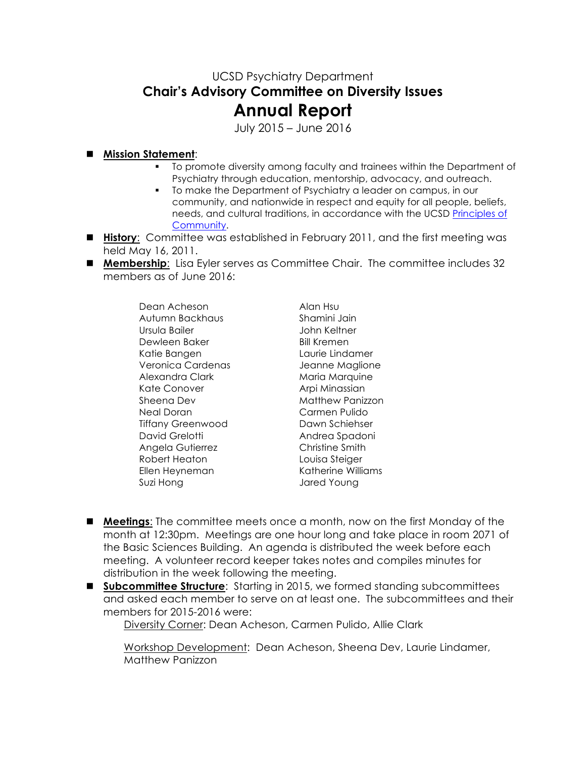UCSD Psychiatry Department

# Chair's Advisory Committee on Diversity Issues

# Annual Report

July 2015 – June 2016

- **Mission Statement**:
  - To promote diversity among faculty and trainees within the Department of Psychiatry through education, mentorship, advocacy, and outreach.
  - To make the Department of Psychiatry a leader on campus, in our community, and nationwide in respect and equity for all people, beliefs, needs, and cultural traditions, in accordance with the UCSD Principles of Community.
- **History**: Committee was established in February 2011, and the first meeting was held May 16, 2011.
- **Membership**: Lisa Eyler serves as Committee Chair. The committee includes 32 members as of June 2016:

| | |
|---|---|
| Dean Acheson | Alan Hsu |
| Autumn Backhaus | Shamini Jain |
| Ursula Bailer | John Keltner |
| Dewleen Baker | Bill Kremen |
| Katie Bangen | Laurie Lindamer |
| Veronica Cardenas | Jeanne Maglione |
| Alexandra Clark | Maria Marquine |
| Kate Conover | Arpi Minassian |
| Sheena Dev | Matthew Panizzon |
| Neal Doran | Carmen Pulido |
| Tiffany Greenwood | Dawn Schiehser |
| David Grelotti | Andrea Spadoni |
| Angela Gutierrez | Christine Smith |
| Robert Heaton | Louisa Steiger |
| Ellen Heyneman | Katherine Williams |
| Suzi Hong | Jared Young |

- **Meetings**: The committee meets once a month, now on the first Monday of the month at 12:30pm. Meetings are one hour long and take place in room 2071 of the Basic Sciences Building. An agenda is distributed the week before each meeting. A volunteer record keeper takes notes and compiles minutes for distribution in the week following the meeting.
- **Subcommittee Structure**: Starting in 2015, we formed standing subcommittees and asked each member to serve on at least one. The subcommittees and their members for 2015-2016 were:

  Diversity Corner: Dean Acheson, Carmen Pulido, Allie Clark

  Workshop Development: Dean Acheson, Sheena Dev, Laurie Lindamer, Matthew Panizzon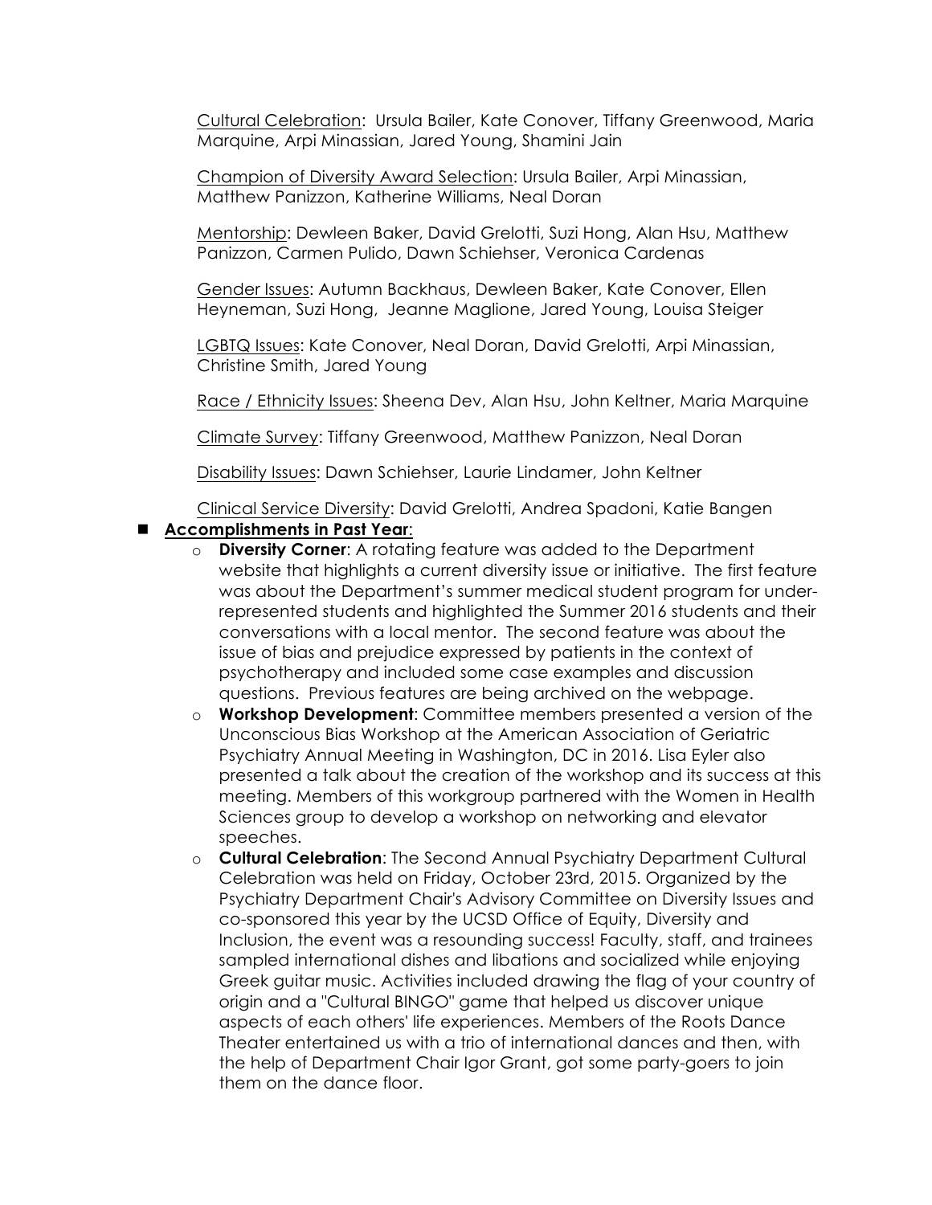Cultural Celebration: Ursula Bailer, Kate Conover, Tiffany Greenwood, Maria Marquine, Arpi Minassian, Jared Young, Shamini Jain

Champion of Diversity Award Selection: Ursula Bailer, Arpi Minassian, Matthew Panizzon, Katherine Williams, Neal Doran

Mentorship: Dewleen Baker, David Grelotti, Suzi Hong, Alan Hsu, Matthew Panizzon, Carmen Pulido, Dawn Schiehser, Veronica Cardenas

Gender Issues: Autumn Backhaus, Dewleen Baker, Kate Conover, Ellen Heyneman, Suzi Hong, Jeanne Maglione, Jared Young, Louisa Steiger

LGBTQ Issues: Kate Conover, Neal Doran, David Grelotti, Arpi Minassian, Christine Smith, Jared Young

Race / Ethnicity Issues: Sheena Dev, Alan Hsu, John Keltner, Maria Marquine

Climate Survey: Tiffany Greenwood, Matthew Panizzon, Neal Doran

Disability Issues: Dawn Schiehser, Laurie Lindamer, John Keltner

Clinical Service Diversity: David Grelotti, Andrea Spadoni, Katie Bangen

- **Accomplishments in Past Year**:
  - **Diversity Corner**: A rotating feature was added to the Department website that highlights a current diversity issue or initiative. The first feature was about the Department's summer medical student program for under-represented students and highlighted the Summer 2016 students and their conversations with a local mentor. The second feature was about the issue of bias and prejudice expressed by patients in the context of psychotherapy and included some case examples and discussion questions. Previous features are being archived on the webpage.
  - **Workshop Development**: Committee members presented a version of the Unconscious Bias Workshop at the American Association of Geriatric Psychiatry Annual Meeting in Washington, DC in 2016. Lisa Eyler also presented a talk about the creation of the workshop and its success at this meeting. Members of this workgroup partnered with the Women in Health Sciences group to develop a workshop on networking and elevator speeches.
  - **Cultural Celebration**: The Second Annual Psychiatry Department Cultural Celebration was held on Friday, October 23rd, 2015. Organized by the Psychiatry Department Chair's Advisory Committee on Diversity Issues and co-sponsored this year by the UCSD Office of Equity, Diversity and Inclusion, the event was a resounding success! Faculty, staff, and trainees sampled international dishes and libations and socialized while enjoying Greek guitar music. Activities included drawing the flag of your country of origin and a "Cultural BINGO" game that helped us discover unique aspects of each others' life experiences. Members of the Roots Dance Theater entertained us with a trio of international dances and then, with the help of Department Chair Igor Grant, got some party-goers to join them on the dance floor.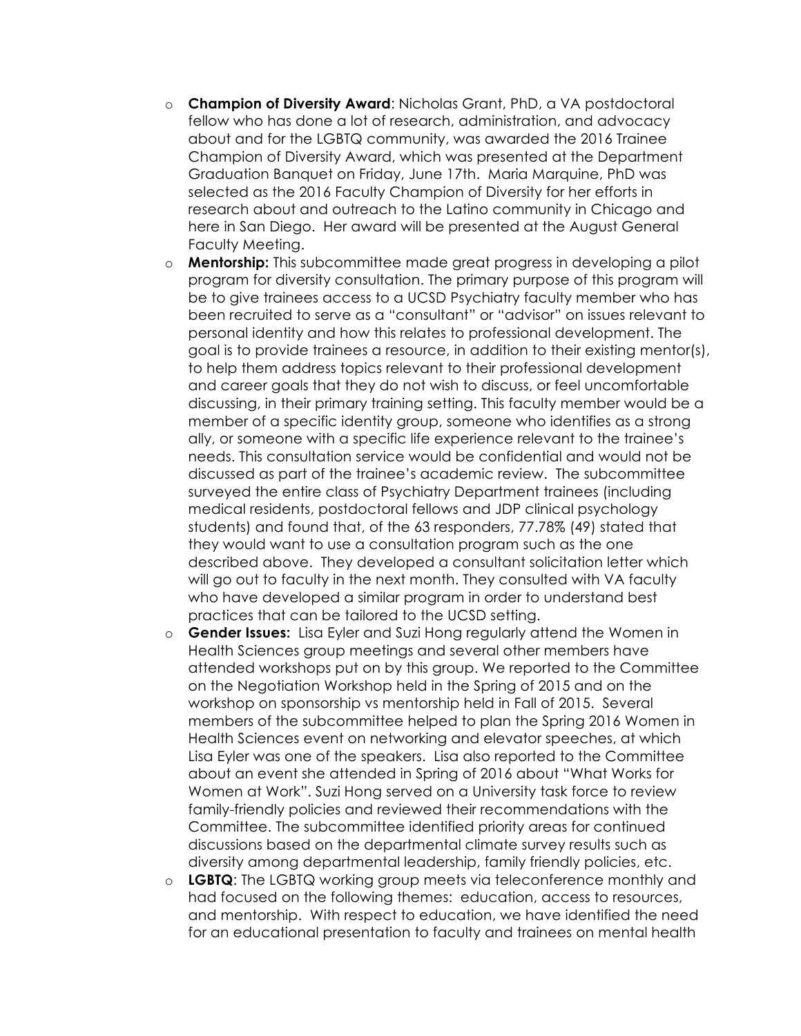- **Champion of Diversity Award**: Nicholas Grant, PhD, a VA postdoctoral fellow who has done a lot of research, administration, and advocacy about and for the LGBTQ community, was awarded the 2016 Trainee Champion of Diversity Award, which was presented at the Department Graduation Banquet on Friday, June 17th. Maria Marquine, PhD was selected as the 2016 Faculty Champion of Diversity for her efforts in research about and outreach to the Latino community in Chicago and here in San Diego. Her award will be presented at the August General Faculty Meeting.
- **Mentorship:** This subcommittee made great progress in developing a pilot program for diversity consultation. The primary purpose of this program will be to give trainees access to a UCSD Psychiatry faculty member who has been recruited to serve as a "consultant" or "advisor" on issues relevant to personal identity and how this relates to professional development. The goal is to provide trainees a resource, in addition to their existing mentor(s), to help them address topics relevant to their professional development and career goals that they do not wish to discuss, or feel uncomfortable discussing, in their primary training setting. This faculty member would be a member of a specific identity group, someone who identifies as a strong ally, or someone with a specific life experience relevant to the trainee's needs. This consultation service would be confidential and would not be discussed as part of the trainee's academic review. The subcommittee surveyed the entire class of Psychiatry Department trainees (including medical residents, postdoctoral fellows and JDP clinical psychology students) and found that, of the 63 responders, 77.78% (49) stated that they would want to use a consultation program such as the one described above. They developed a consultant solicitation letter which will go out to faculty in the next month. They consulted with VA faculty who have developed a similar program in order to understand best practices that can be tailored to the UCSD setting.
- **Gender Issues:** Lisa Eyler and Suzi Hong regularly attend the Women in Health Sciences group meetings and several other members have attended workshops put on by this group. We reported to the Committee on the Negotiation Workshop held in the Spring of 2015 and on the workshop on sponsorship vs mentorship held in Fall of 2015. Several members of the subcommittee helped to plan the Spring 2016 Women in Health Sciences event on networking and elevator speeches, at which Lisa Eyler was one of the speakers. Lisa also reported to the Committee about an event she attended in Spring of 2016 about "What Works for Women at Work". Suzi Hong served on a University task force to review family-friendly policies and reviewed their recommendations with the Committee. The subcommittee identified priority areas for continued discussions based on the departmental climate survey results such as diversity among departmental leadership, family friendly policies, etc.
- **LGBTQ**: The LGBTQ working group meets via teleconference monthly and had focused on the following themes: education, access to resources, and mentorship. With respect to education, we have identified the need for an educational presentation to faculty and trainees on mental health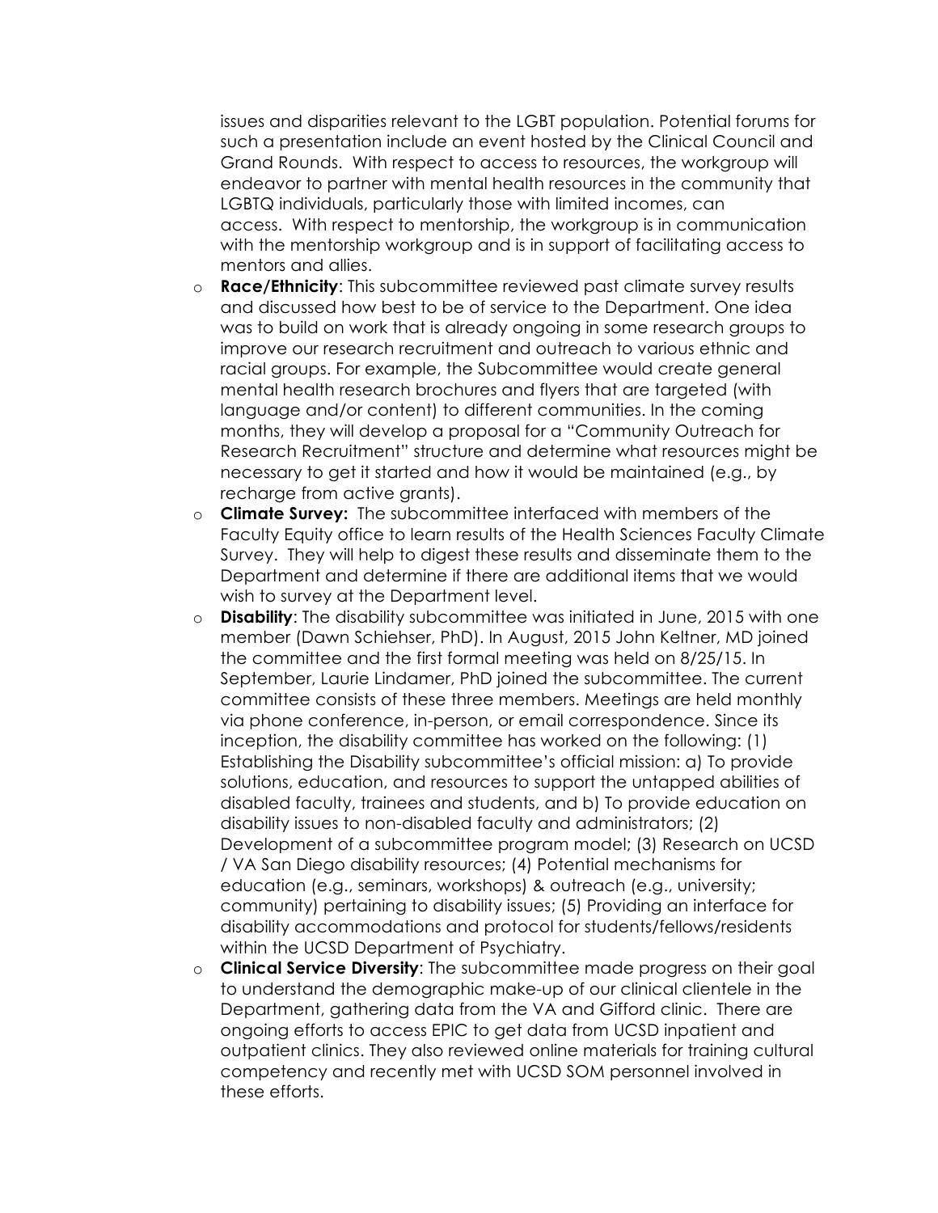issues and disparities relevant to the LGBT population. Potential forums for such a presentation include an event hosted by the Clinical Council and Grand Rounds. With respect to access to resources, the workgroup will endeavor to partner with mental health resources in the community that LGBTQ individuals, particularly those with limited incomes, can access. With respect to mentorship, the workgroup is in communication with the mentorship workgroup and is in support of facilitating access to mentors and allies.

- **Race/Ethnicity**: This subcommittee reviewed past climate survey results and discussed how best to be of service to the Department. One idea was to build on work that is already ongoing in some research groups to improve our research recruitment and outreach to various ethnic and racial groups. For example, the Subcommittee would create general mental health research brochures and flyers that are targeted (with language and/or content) to different communities. In the coming months, they will develop a proposal for a "Community Outreach for Research Recruitment" structure and determine what resources might be necessary to get it started and how it would be maintained (e.g., by recharge from active grants).
- **Climate Survey:** The subcommittee interfaced with members of the Faculty Equity office to learn results of the Health Sciences Faculty Climate Survey. They will help to digest these results and disseminate them to the Department and determine if there are additional items that we would wish to survey at the Department level.
- **Disability**: The disability subcommittee was initiated in June, 2015 with one member (Dawn Schiehser, PhD). In August, 2015 John Keltner, MD joined the committee and the first formal meeting was held on 8/25/15. In September, Laurie Lindamer, PhD joined the subcommittee. The current committee consists of these three members. Meetings are held monthly via phone conference, in-person, or email correspondence. Since its inception, the disability committee has worked on the following: (1) Establishing the Disability subcommittee's official mission: a) To provide solutions, education, and resources to support the untapped abilities of disabled faculty, trainees and students, and b) To provide education on disability issues to non-disabled faculty and administrators; (2) Development of a subcommittee program model; (3) Research on UCSD / VA San Diego disability resources; (4) Potential mechanisms for education (e.g., seminars, workshops) & outreach (e.g., university; community) pertaining to disability issues; (5) Providing an interface for disability accommodations and protocol for students/fellows/residents within the UCSD Department of Psychiatry.
- **Clinical Service Diversity**: The subcommittee made progress on their goal to understand the demographic make-up of our clinical clientele in the Department, gathering data from the VA and Gifford clinic. There are ongoing efforts to access EPIC to get data from UCSD inpatient and outpatient clinics. They also reviewed online materials for training cultural competency and recently met with UCSD SOM personnel involved in these efforts.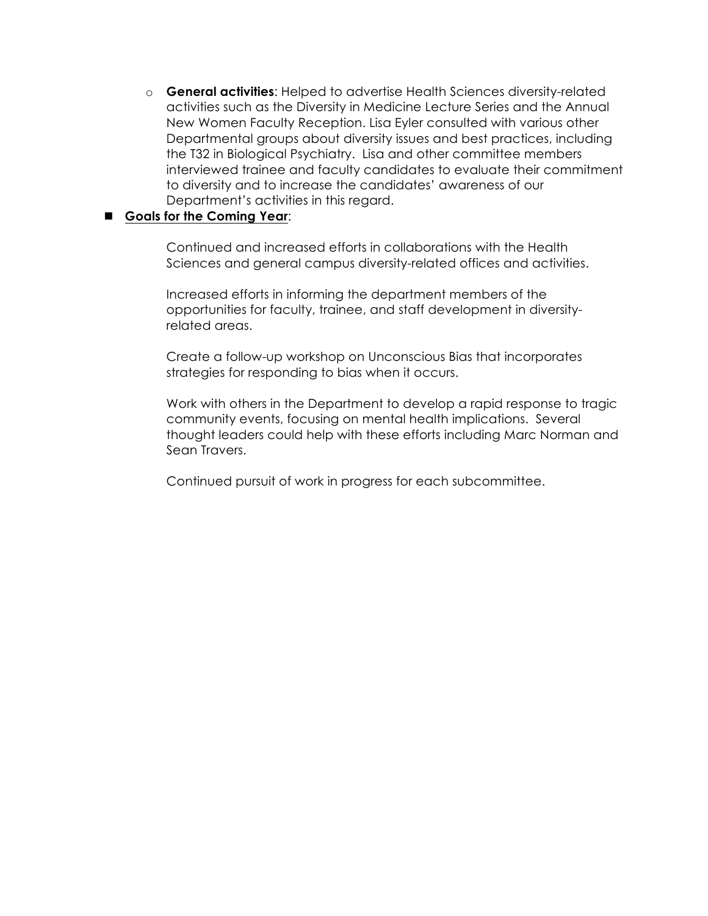- **General activities**: Helped to advertise Health Sciences diversity-related activities such as the Diversity in Medicine Lecture Series and the Annual New Women Faculty Reception. Lisa Eyler consulted with various other Departmental groups about diversity issues and best practices, including the T32 in Biological Psychiatry. Lisa and other committee members interviewed trainee and faculty candidates to evaluate their commitment to diversity and to increase the candidates' awareness of our Department's activities in this regard.

- **Goals for the Coming Year**:

  Continued and increased efforts in collaborations with the Health Sciences and general campus diversity-related offices and activities.

  Increased efforts in informing the department members of the opportunities for faculty, trainee, and staff development in diversity-related areas.

  Create a follow-up workshop on Unconscious Bias that incorporates strategies for responding to bias when it occurs.

  Work with others in the Department to develop a rapid response to tragic community events, focusing on mental health implications. Several thought leaders could help with these efforts including Marc Norman and Sean Travers.

  Continued pursuit of work in progress for each subcommittee.